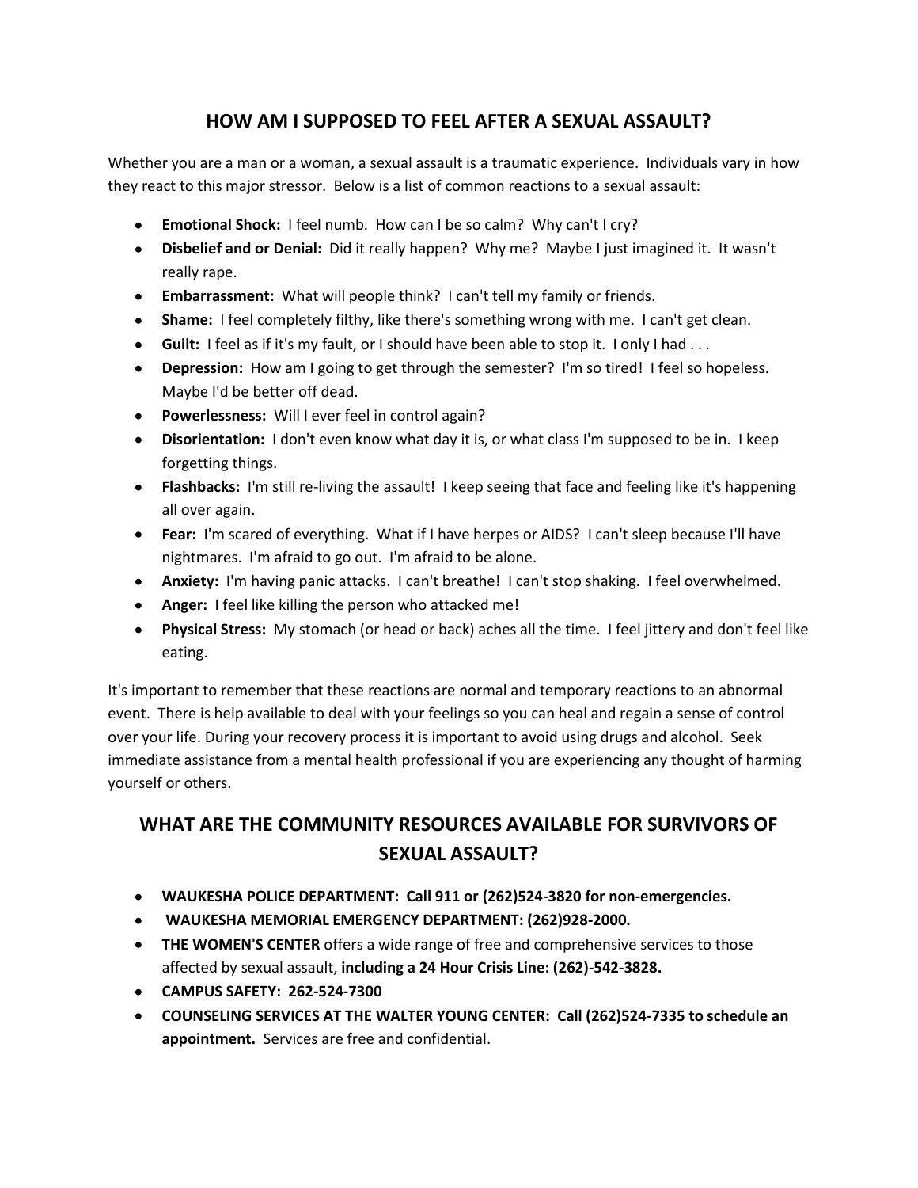## HOW AM I SUPPOSED TO FEEL AFTER A SEXUAL ASSAULT?

Whether you are a man or a woman, a sexual assault is a traumatic experience. Individuals vary in how they react to this major stressor. Below is a list of common reactions to a sexual assault:

- **Emotional Shock:** I feel numb. How can I be so calm? Why can't I cry?
- **Disbelief and or Denial:** Did it really happen? Why me? Maybe I just imagined it. It wasn't really rape.
- **Embarrassment:** What will people think? I can't tell my family or friends.
- **Shame:** I feel completely filthy, like there's something wrong with me. I can't get clean.
- **Guilt:** I feel as if it's my fault, or I should have been able to stop it. I only I had . . .
- **Depression:** How am I going to get through the semester? I'm so tired! I feel so hopeless. Maybe I'd be better off dead.
- **Powerlessness:** Will I ever feel in control again?
- **Disorientation:** I don't even know what day it is, or what class I'm supposed to be in. I keep forgetting things.
- **Flashbacks:** I'm still re-living the assault! I keep seeing that face and feeling like it's happening all over again.
- **Fear:** I'm scared of everything. What if I have herpes or AIDS? I can't sleep because I'll have nightmares. I'm afraid to go out. I'm afraid to be alone.
- **Anxiety:** I'm having panic attacks. I can't breathe! I can't stop shaking. I feel overwhelmed.
- **Anger:** I feel like killing the person who attacked me!
- **Physical Stress:** My stomach (or head or back) aches all the time. I feel jittery and don't feel like eating.

It's important to remember that these reactions are normal and temporary reactions to an abnormal event. There is help available to deal with your feelings so you can heal and regain a sense of control over your life. During your recovery process it is important to avoid using drugs and alcohol. Seek immediate assistance from a mental health professional if you are experiencing any thought of harming yourself or others.

## WHAT ARE THE COMMUNITY RESOURCES AVAILABLE FOR SURVIVORS OF SEXUAL ASSAULT?

- **WAUKESHA POLICE DEPARTMENT: Call 911 or (262)524-3820 for non-emergencies.**
- **WAUKESHA MEMORIAL EMERGENCY DEPARTMENT: (262)928-2000.**
- **THE WOMEN'S CENTER** offers a wide range of free and comprehensive services to those affected by sexual assault, **including a 24 Hour Crisis Line: (262)-542-3828.**
- **CAMPUS SAFETY: 262-524-7300**
- **COUNSELING SERVICES AT THE WALTER YOUNG CENTER: Call (262)524-7335 to schedule an appointment.** Services are free and confidential.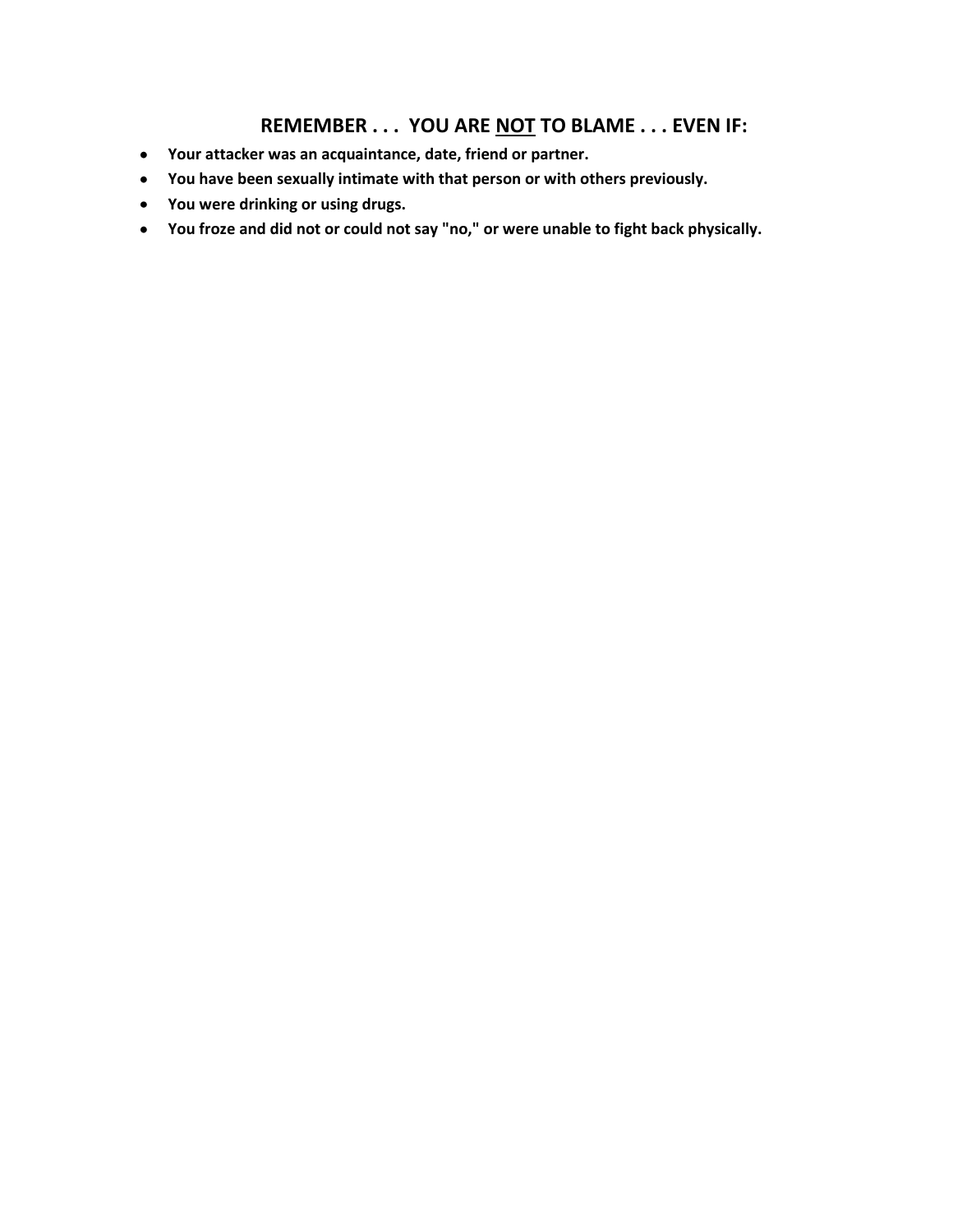## REMEMBER . . .  YOU ARE <u>NOT</u> TO BLAME . . . EVEN IF:

- **Your attacker was an acquaintance, date, friend or partner.**
- **You have been sexually intimate with that person or with others previously.**
- **You were drinking or using drugs.**
- **You froze and did not or could not say "no," or were unable to fight back physically.**